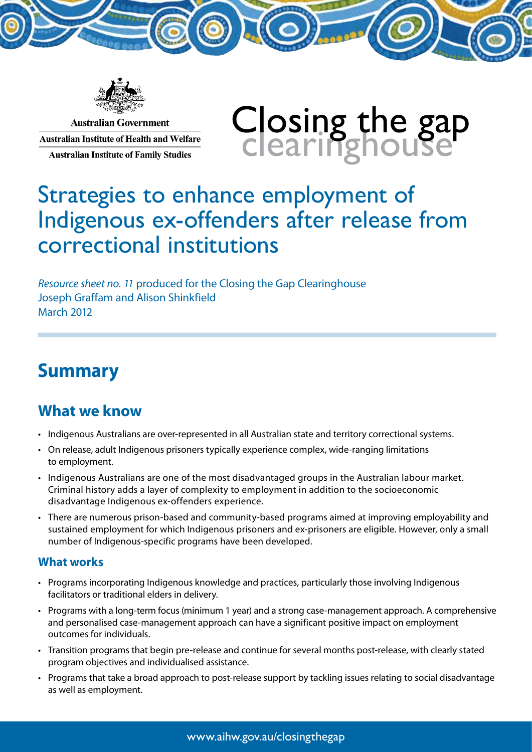Australian Government

Australian Institute of Health and Welfare

Australian Institute of Family Studies

Closing the gap clearinghouse

# Strategies to enhance employment of Indigenous ex-offenders after release from correctional institutions

*Resource sheet no. 11* produced for the Closing the Gap Clearinghouse
Joseph Graffam and Alison Shinkfield
March 2012

## Summary

### What we know

- Indigenous Australians are over-represented in all Australian state and territory correctional systems.
- On release, adult Indigenous prisoners typically experience complex, wide-ranging limitations to employment.
- Indigenous Australians are one of the most disadvantaged groups in the Australian labour market. Criminal history adds a layer of complexity to employment in addition to the socioeconomic disadvantage Indigenous ex-offenders experience.
- There are numerous prison-based and community-based programs aimed at improving employability and sustained employment for which Indigenous prisoners and ex-prisoners are eligible. However, only a small number of Indigenous-specific programs have been developed.

#### What works

- Programs incorporating Indigenous knowledge and practices, particularly those involving Indigenous facilitators or traditional elders in delivery.
- Programs with a long-term focus (minimum 1 year) and a strong case-management approach. A comprehensive and personalised case-management approach can have a significant positive impact on employment outcomes for individuals.
- Transition programs that begin pre-release and continue for several months post-release, with clearly stated program objectives and individualised assistance.
- Programs that take a broad approach to post-release support by tackling issues relating to social disadvantage as well as employment.

www.aihw.gov.au/closingthegap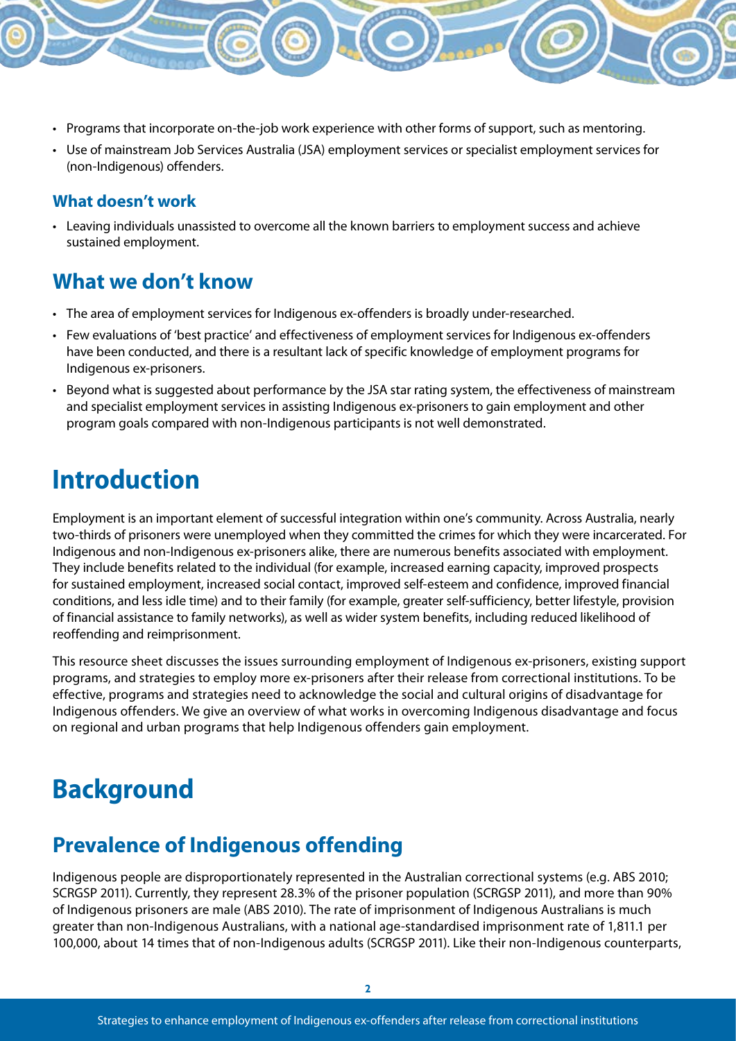- Programs that incorporate on-the-job work experience with other forms of support, such as mentoring.
- Use of mainstream Job Services Australia (JSA) employment services or specialist employment services for (non-Indigenous) offenders.

### What doesn't work

- Leaving individuals unassisted to overcome all the known barriers to employment success and achieve sustained employment.

## What we don't know

- The area of employment services for Indigenous ex-offenders is broadly under-researched.
- Few evaluations of 'best practice' and effectiveness of employment services for Indigenous ex-offenders have been conducted, and there is a resultant lack of specific knowledge of employment programs for Indigenous ex-prisoners.
- Beyond what is suggested about performance by the JSA star rating system, the effectiveness of mainstream and specialist employment services in assisting Indigenous ex-prisoners to gain employment and other program goals compared with non-Indigenous participants is not well demonstrated.

# Introduction

Employment is an important element of successful integration within one's community. Across Australia, nearly two-thirds of prisoners were unemployed when they committed the crimes for which they were incarcerated. For Indigenous and non-Indigenous ex-prisoners alike, there are numerous benefits associated with employment. They include benefits related to the individual (for example, increased earning capacity, improved prospects for sustained employment, increased social contact, improved self-esteem and confidence, improved financial conditions, and less idle time) and to their family (for example, greater self-sufficiency, better lifestyle, provision of financial assistance to family networks), as well as wider system benefits, including reduced likelihood of reoffending and reimprisonment.

This resource sheet discusses the issues surrounding employment of Indigenous ex-prisoners, existing support programs, and strategies to employ more ex-prisoners after their release from correctional institutions. To be effective, programs and strategies need to acknowledge the social and cultural origins of disadvantage for Indigenous offenders. We give an overview of what works in overcoming Indigenous disadvantage and focus on regional and urban programs that help Indigenous offenders gain employment.

# Background

## Prevalence of Indigenous offending

Indigenous people are disproportionately represented in the Australian correctional systems (e.g. ABS 2010; SCRGSP 2011). Currently, they represent 28.3% of the prisoner population (SCRGSP 2011), and more than 90% of Indigenous prisoners are male (ABS 2010). The rate of imprisonment of Indigenous Australians is much greater than non-Indigenous Australians, with a national age-standardised imprisonment rate of 1,811.1 per 100,000, about 14 times that of non-Indigenous adults (SCRGSP 2011). Like their non-Indigenous counterparts,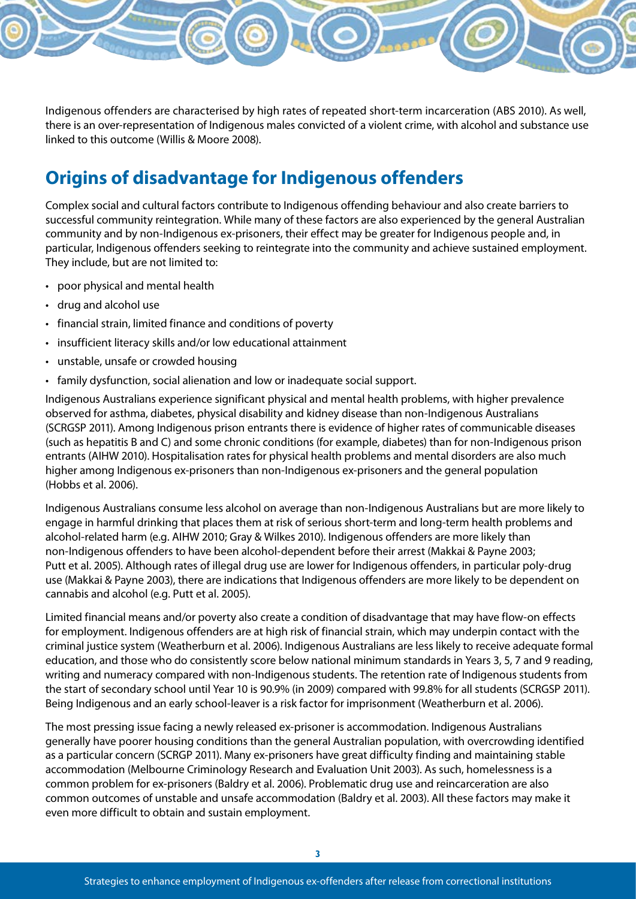Indigenous offenders are characterised by high rates of repeated short-term incarceration (ABS 2010). As well, there is an over-representation of Indigenous males convicted of a violent crime, with alcohol and substance use linked to this outcome (Willis & Moore 2008).

## Origins of disadvantage for Indigenous offenders

Complex social and cultural factors contribute to Indigenous offending behaviour and also create barriers to successful community reintegration. While many of these factors are also experienced by the general Australian community and by non-Indigenous ex-prisoners, their effect may be greater for Indigenous people and, in particular, Indigenous offenders seeking to reintegrate into the community and achieve sustained employment. They include, but are not limited to:

- poor physical and mental health
- drug and alcohol use
- financial strain, limited finance and conditions of poverty
- insufficient literacy skills and/or low educational attainment
- unstable, unsafe or crowded housing
- family dysfunction, social alienation and low or inadequate social support.

Indigenous Australians experience significant physical and mental health problems, with higher prevalence observed for asthma, diabetes, physical disability and kidney disease than non-Indigenous Australians (SCRGSP 2011). Among Indigenous prison entrants there is evidence of higher rates of communicable diseases (such as hepatitis B and C) and some chronic conditions (for example, diabetes) than for non-Indigenous prison entrants (AIHW 2010). Hospitalisation rates for physical health problems and mental disorders are also much higher among Indigenous ex-prisoners than non-Indigenous ex-prisoners and the general population (Hobbs et al. 2006).

Indigenous Australians consume less alcohol on average than non-Indigenous Australians but are more likely to engage in harmful drinking that places them at risk of serious short-term and long-term health problems and alcohol-related harm (e.g. AIHW 2010; Gray & Wilkes 2010). Indigenous offenders are more likely than non-Indigenous offenders to have been alcohol-dependent before their arrest (Makkai & Payne 2003; Putt et al. 2005). Although rates of illegal drug use are lower for Indigenous offenders, in particular poly-drug use (Makkai & Payne 2003), there are indications that Indigenous offenders are more likely to be dependent on cannabis and alcohol (e.g. Putt et al. 2005).

Limited financial means and/or poverty also create a condition of disadvantage that may have flow-on effects for employment. Indigenous offenders are at high risk of financial strain, which may underpin contact with the criminal justice system (Weatherburn et al. 2006). Indigenous Australians are less likely to receive adequate formal education, and those who do consistently score below national minimum standards in Years 3, 5, 7 and 9 reading, writing and numeracy compared with non-Indigenous students. The retention rate of Indigenous students from the start of secondary school until Year 10 is 90.9% (in 2009) compared with 99.8% for all students (SCRGSP 2011). Being Indigenous and an early school-leaver is a risk factor for imprisonment (Weatherburn et al. 2006).

The most pressing issue facing a newly released ex-prisoner is accommodation. Indigenous Australians generally have poorer housing conditions than the general Australian population, with overcrowding identified as a particular concern (SCRGP 2011). Many ex-prisoners have great difficulty finding and maintaining stable accommodation (Melbourne Criminology Research and Evaluation Unit 2003). As such, homelessness is a common problem for ex-prisoners (Baldry et al. 2006). Problematic drug use and reincarceration are also common outcomes of unstable and unsafe accommodation (Baldry et al. 2003). All these factors may make it even more difficult to obtain and sustain employment.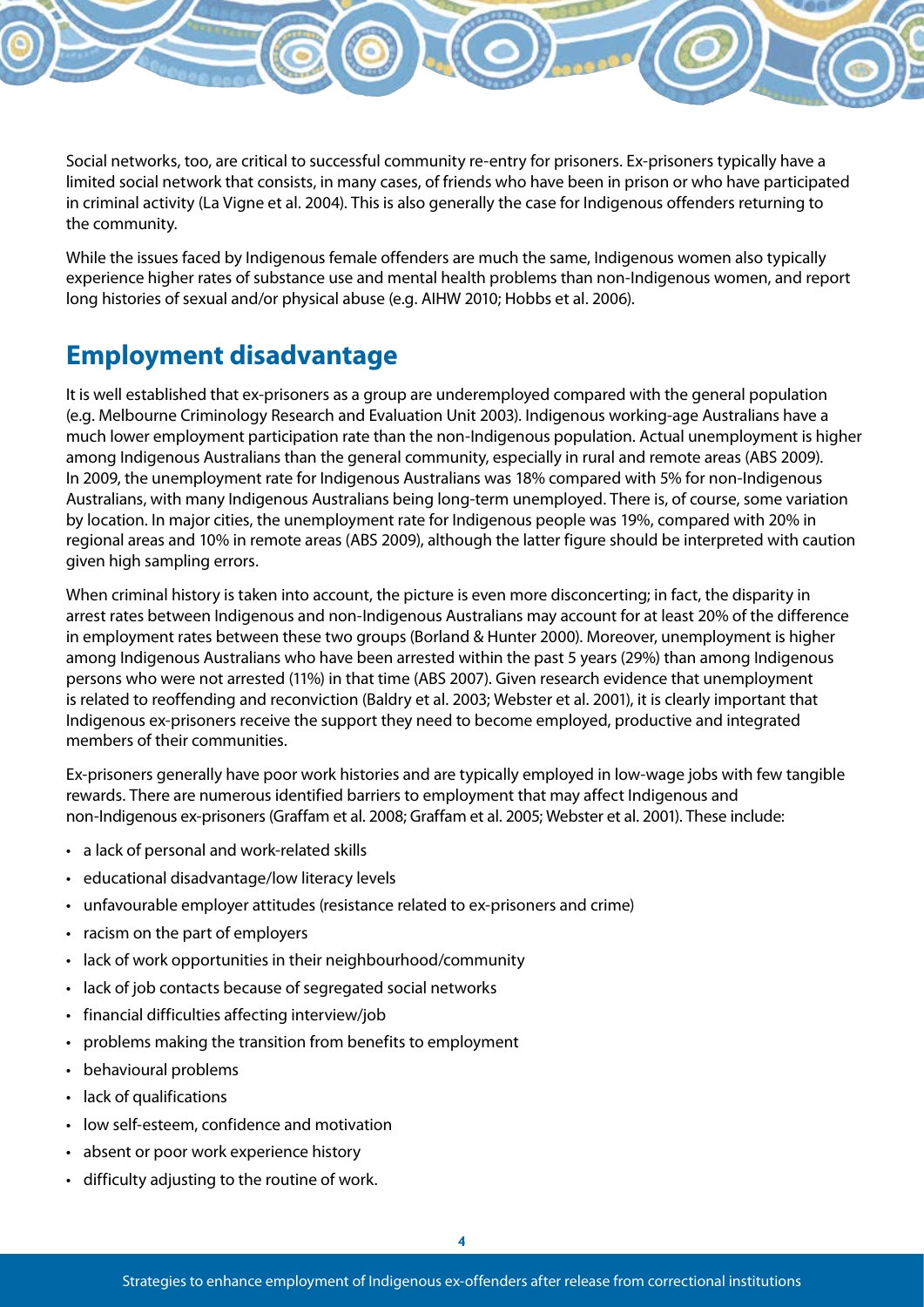Social networks, too, are critical to successful community re-entry for prisoners. Ex-prisoners typically have a limited social network that consists, in many cases, of friends who have been in prison or who have participated in criminal activity (La Vigne et al. 2004). This is also generally the case for Indigenous offenders returning to the community.

While the issues faced by Indigenous female offenders are much the same, Indigenous women also typically experience higher rates of substance use and mental health problems than non-Indigenous women, and report long histories of sexual and/or physical abuse (e.g. AIHW 2010; Hobbs et al. 2006).

## Employment disadvantage

It is well established that ex-prisoners as a group are underemployed compared with the general population (e.g. Melbourne Criminology Research and Evaluation Unit 2003). Indigenous working-age Australians have a much lower employment participation rate than the non-Indigenous population. Actual unemployment is higher among Indigenous Australians than the general community, especially in rural and remote areas (ABS 2009). In 2009, the unemployment rate for Indigenous Australians was 18% compared with 5% for non-Indigenous Australians, with many Indigenous Australians being long-term unemployed. There is, of course, some variation by location. In major cities, the unemployment rate for Indigenous people was 19%, compared with 20% in regional areas and 10% in remote areas (ABS 2009), although the latter figure should be interpreted with caution given high sampling errors.

When criminal history is taken into account, the picture is even more disconcerting; in fact, the disparity in arrest rates between Indigenous and non-Indigenous Australians may account for at least 20% of the difference in employment rates between these two groups (Borland & Hunter 2000). Moreover, unemployment is higher among Indigenous Australians who have been arrested within the past 5 years (29%) than among Indigenous persons who were not arrested (11%) in that time (ABS 2007). Given research evidence that unemployment is related to reoffending and reconviction (Baldry et al. 2003; Webster et al. 2001), it is clearly important that Indigenous ex-prisoners receive the support they need to become employed, productive and integrated members of their communities.

Ex-prisoners generally have poor work histories and are typically employed in low-wage jobs with few tangible rewards. There are numerous identified barriers to employment that may affect Indigenous and non-Indigenous ex-prisoners (Graffam et al. 2008; Graffam et al. 2005; Webster et al. 2001). These include:

- a lack of personal and work-related skills
- educational disadvantage/low literacy levels
- unfavourable employer attitudes (resistance related to ex-prisoners and crime)
- racism on the part of employers
- lack of work opportunities in their neighbourhood/community
- lack of job contacts because of segregated social networks
- financial difficulties affecting interview/job
- problems making the transition from benefits to employment
- behavioural problems
- lack of qualifications
- low self-esteem, confidence and motivation
- absent or poor work experience history
- difficulty adjusting to the routine of work.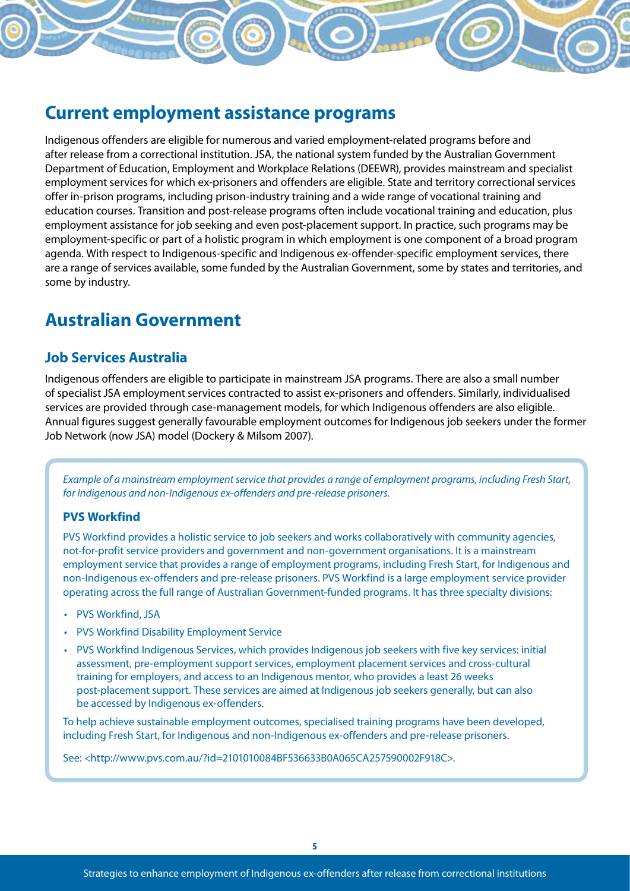## Current employment assistance programs

Indigenous offenders are eligible for numerous and varied employment-related programs before and after release from a correctional institution. JSA, the national system funded by the Australian Government Department of Education, Employment and Workplace Relations (DEEWR), provides mainstream and specialist employment services for which ex-prisoners and offenders are eligible. State and territory correctional services offer in-prison programs, including prison-industry training and a wide range of vocational training and education courses. Transition and post-release programs often include vocational training and education, plus employment assistance for job seeking and even post-placement support. In practice, such programs may be employment-specific or part of a holistic program in which employment is one component of a broad program agenda. With respect to Indigenous-specific and Indigenous ex-offender-specific employment services, there are a range of services available, some funded by the Australian Government, some by states and territories, and some by industry.

## Australian Government

### Job Services Australia

Indigenous offenders are eligible to participate in mainstream JSA programs. There are also a small number of specialist JSA employment services contracted to assist ex-prisoners and offenders. Similarly, individualised services are provided through case-management models, for which Indigenous offenders are also eligible. Annual figures suggest generally favourable employment outcomes for Indigenous job seekers under the former Job Network (now JSA) model (Dockery & Milsom 2007).

*Example of a mainstream employment service that provides a range of employment programs, including Fresh Start, for Indigenous and non-Indigenous ex-offenders and pre-release prisoners.*

**PVS Workfind**

PVS Workfind provides a holistic service to job seekers and works collaboratively with community agencies, not-for-profit service providers and government and non-government organisations. It is a mainstream employment service that provides a range of employment programs, including Fresh Start, for Indigenous and non-Indigenous ex-offenders and pre-release prisoners. PVS Workfind is a large employment service provider operating across the full range of Australian Government-funded programs. It has three specialty divisions:

- PVS Workfind, JSA
- PVS Workfind Disability Employment Service
- PVS Workfind Indigenous Services, which provides Indigenous job seekers with five key services: initial assessment, pre-employment support services, employment placement services and cross-cultural training for employers, and access to an Indigenous mentor, who provides a least 26 weeks post-placement support. These services are aimed at Indigenous job seekers generally, but can also be accessed by Indigenous ex-offenders.

To help achieve sustainable employment outcomes, specialised training programs have been developed, including Fresh Start, for Indigenous and non-Indigenous ex-offenders and pre-release prisoners.

See: <http://www.pvs.com.au/?id=2101010084BF536633B0A065CA257590002F918C>.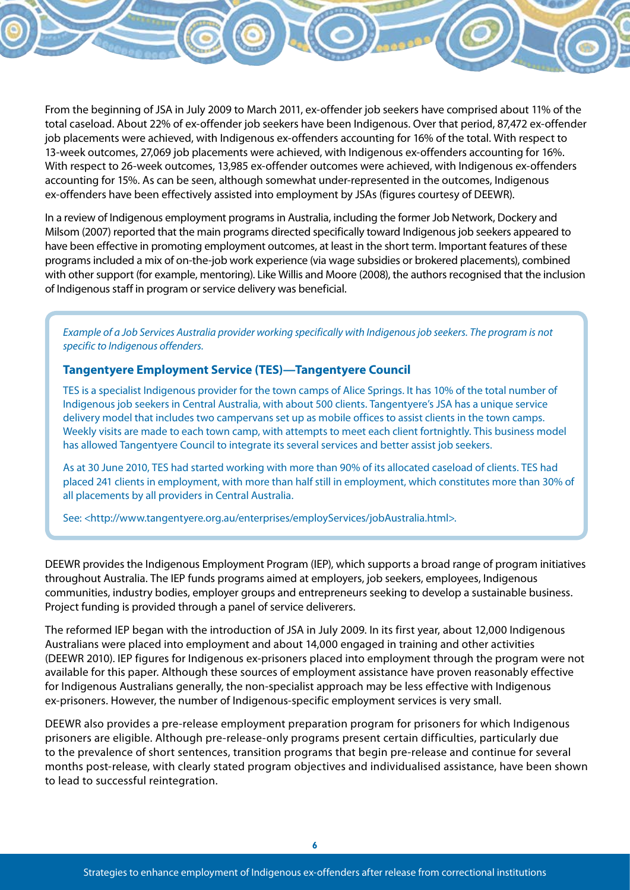From the beginning of JSA in July 2009 to March 2011, ex-offender job seekers have comprised about 11% of the total caseload. About 22% of ex-offender job seekers have been Indigenous. Over that period, 87,472 ex-offender job placements were achieved, with Indigenous ex-offenders accounting for 16% of the total. With respect to 13-week outcomes, 27,069 job placements were achieved, with Indigenous ex-offenders accounting for 16%. With respect to 26-week outcomes, 13,985 ex-offender outcomes were achieved, with Indigenous ex-offenders accounting for 15%. As can be seen, although somewhat under-represented in the outcomes, Indigenous ex-offenders have been effectively assisted into employment by JSAs (figures courtesy of DEEWR).

In a review of Indigenous employment programs in Australia, including the former Job Network, Dockery and Milsom (2007) reported that the main programs directed specifically toward Indigenous job seekers appeared to have been effective in promoting employment outcomes, at least in the short term. Important features of these programs included a mix of on-the-job work experience (via wage subsidies or brokered placements), combined with other support (for example, mentoring). Like Willis and Moore (2008), the authors recognised that the inclusion of Indigenous staff in program or service delivery was beneficial.

*Example of a Job Services Australia provider working specifically with Indigenous job seekers. The program is not specific to Indigenous offenders.*

**Tangentyere Employment Service (TES)—Tangentyere Council**

TES is a specialist Indigenous provider for the town camps of Alice Springs. It has 10% of the total number of Indigenous job seekers in Central Australia, with about 500 clients. Tangentyere's JSA has a unique service delivery model that includes two campervans set up as mobile offices to assist clients in the town camps. Weekly visits are made to each town camp, with attempts to meet each client fortnightly. This business model has allowed Tangentyere Council to integrate its several services and better assist job seekers.

As at 30 June 2010, TES had started working with more than 90% of its allocated caseload of clients. TES had placed 241 clients in employment, with more than half still in employment, which constitutes more than 30% of all placements by all providers in Central Australia.

See: <http://www.tangentyere.org.au/enterprises/employServices/jobAustralia.html>.

DEEWR provides the Indigenous Employment Program (IEP), which supports a broad range of program initiatives throughout Australia. The IEP funds programs aimed at employers, job seekers, employees, Indigenous communities, industry bodies, employer groups and entrepreneurs seeking to develop a sustainable business. Project funding is provided through a panel of service deliverers.

The reformed IEP began with the introduction of JSA in July 2009. In its first year, about 12,000 Indigenous Australians were placed into employment and about 14,000 engaged in training and other activities (DEEWR 2010). IEP figures for Indigenous ex-prisoners placed into employment through the program were not available for this paper. Although these sources of employment assistance have proven reasonably effective for Indigenous Australians generally, the non-specialist approach may be less effective with Indigenous ex-prisoners. However, the number of Indigenous-specific employment services is very small.

DEEWR also provides a pre-release employment preparation program for prisoners for which Indigenous prisoners are eligible. Although pre-release-only programs present certain difficulties, particularly due to the prevalence of short sentences, transition programs that begin pre-release and continue for several months post-release, with clearly stated program objectives and individualised assistance, have been shown to lead to successful reintegration.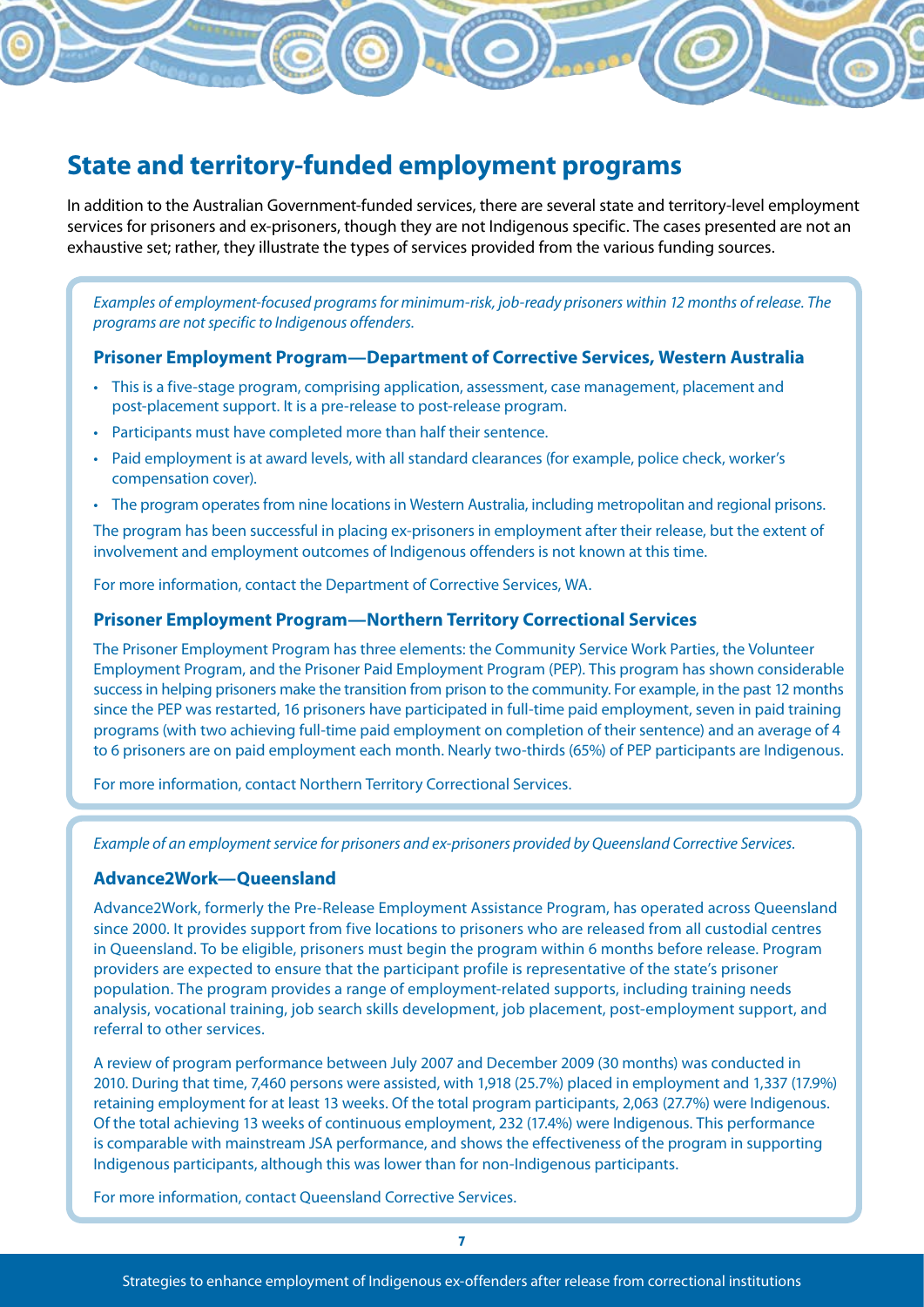## State and territory-funded employment programs

In addition to the Australian Government-funded services, there are several state and territory-level employment services for prisoners and ex-prisoners, though they are not Indigenous specific. The cases presented are not an exhaustive set; rather, they illustrate the types of services provided from the various funding sources.

*Examples of employment-focused programs for minimum-risk, job-ready prisoners within 12 months of release. The programs are not specific to Indigenous offenders.*

### Prisoner Employment Program—Department of Corrective Services, Western Australia

- This is a five-stage program, comprising application, assessment, case management, placement and post-placement support. It is a pre-release to post-release program.
- Participants must have completed more than half their sentence.
- Paid employment is at award levels, with all standard clearances (for example, police check, worker's compensation cover).
- The program operates from nine locations in Western Australia, including metropolitan and regional prisons.

The program has been successful in placing ex-prisoners in employment after their release, but the extent of involvement and employment outcomes of Indigenous offenders is not known at this time.

For more information, contact the Department of Corrective Services, WA.

### Prisoner Employment Program—Northern Territory Correctional Services

The Prisoner Employment Program has three elements: the Community Service Work Parties, the Volunteer Employment Program, and the Prisoner Paid Employment Program (PEP). This program has shown considerable success in helping prisoners make the transition from prison to the community. For example, in the past 12 months since the PEP was restarted, 16 prisoners have participated in full-time paid employment, seven in paid training programs (with two achieving full-time paid employment on completion of their sentence) and an average of 4 to 6 prisoners are on paid employment each month. Nearly two-thirds (65%) of PEP participants are Indigenous.

For more information, contact Northern Territory Correctional Services.

*Example of an employment service for prisoners and ex-prisoners provided by Queensland Corrective Services.*

### Advance2Work—Queensland

Advance2Work, formerly the Pre-Release Employment Assistance Program, has operated across Queensland since 2000. It provides support from five locations to prisoners who are released from all custodial centres in Queensland. To be eligible, prisoners must begin the program within 6 months before release. Program providers are expected to ensure that the participant profile is representative of the state's prisoner population. The program provides a range of employment-related supports, including training needs analysis, vocational training, job search skills development, job placement, post-employment support, and referral to other services.

A review of program performance between July 2007 and December 2009 (30 months) was conducted in 2010. During that time, 7,460 persons were assisted, with 1,918 (25.7%) placed in employment and 1,337 (17.9%) retaining employment for at least 13 weeks. Of the total program participants, 2,063 (27.7%) were Indigenous. Of the total achieving 13 weeks of continuous employment, 232 (17.4%) were Indigenous. This performance is comparable with mainstream JSA performance, and shows the effectiveness of the program in supporting Indigenous participants, although this was lower than for non-Indigenous participants.

For more information, contact Queensland Corrective Services.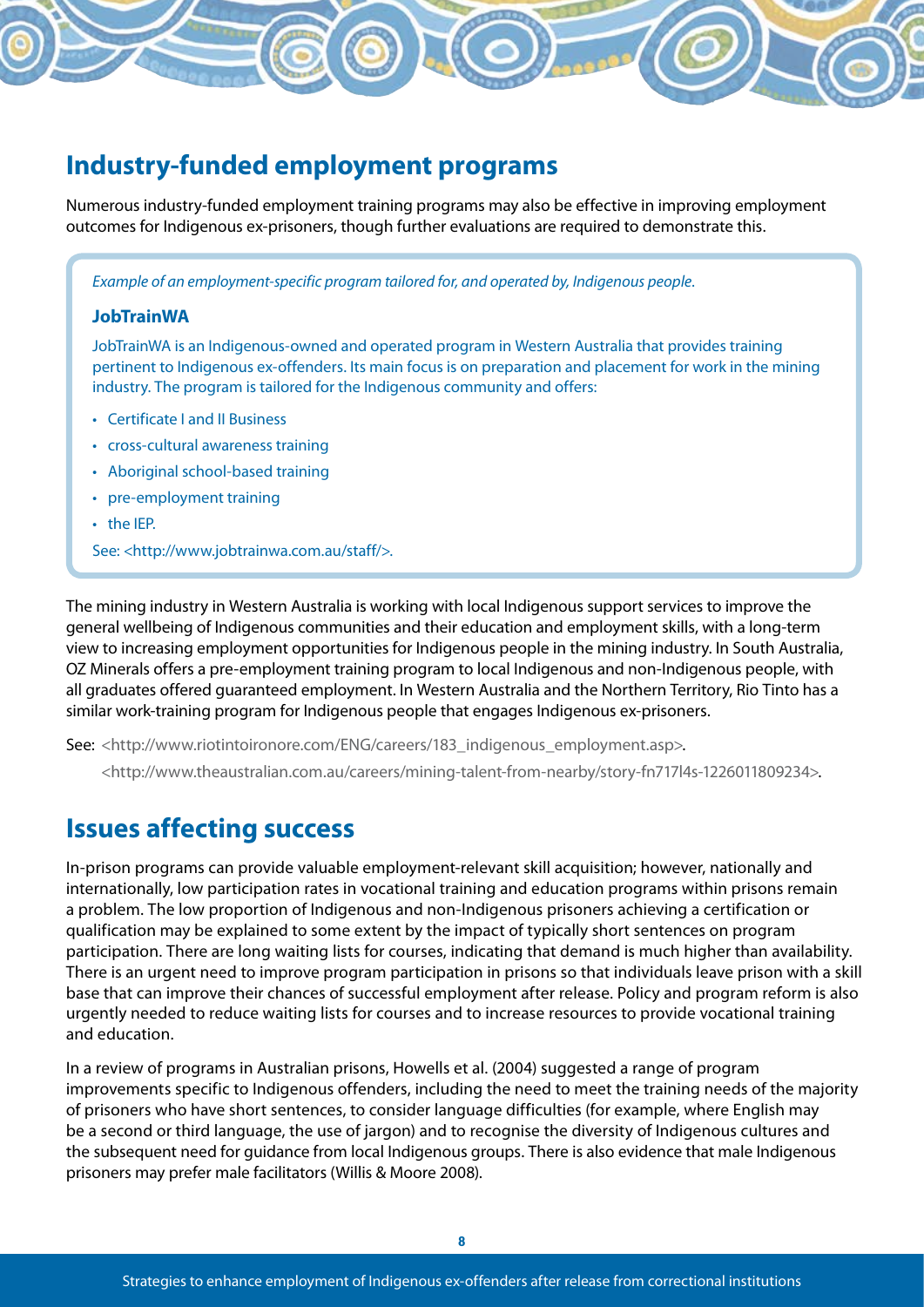## Industry-funded employment programs

Numerous industry-funded employment training programs may also be effective in improving employment outcomes for Indigenous ex-prisoners, though further evaluations are required to demonstrate this.

*Example of an employment-specific program tailored for, and operated by, Indigenous people.*

**JobTrainWA**

JobTrainWA is an Indigenous-owned and operated program in Western Australia that provides training pertinent to Indigenous ex-offenders. Its main focus is on preparation and placement for work in the mining industry. The program is tailored for the Indigenous community and offers:

- Certificate I and II Business
- cross-cultural awareness training
- Aboriginal school-based training
- pre-employment training
- the IEP.

See: <http://www.jobtrainwa.com.au/staff/>.

The mining industry in Western Australia is working with local Indigenous support services to improve the general wellbeing of Indigenous communities and their education and employment skills, with a long-term view to increasing employment opportunities for Indigenous people in the mining industry. In South Australia, OZ Minerals offers a pre-employment training program to local Indigenous and non-Indigenous people, with all graduates offered guaranteed employment. In Western Australia and the Northern Territory, Rio Tinto has a similar work-training program for Indigenous people that engages Indigenous ex-prisoners.

See: <http://www.riotintoironore.com/ENG/careers/183_indigenous_employment.asp>.
<http://www.theaustralian.com.au/careers/mining-talent-from-nearby/story-fn717l4s-1226011809234>.

## Issues affecting success

In-prison programs can provide valuable employment-relevant skill acquisition; however, nationally and internationally, low participation rates in vocational training and education programs within prisons remain a problem. The low proportion of Indigenous and non-Indigenous prisoners achieving a certification or qualification may be explained to some extent by the impact of typically short sentences on program participation. There are long waiting lists for courses, indicating that demand is much higher than availability. There is an urgent need to improve program participation in prisons so that individuals leave prison with a skill base that can improve their chances of successful employment after release. Policy and program reform is also urgently needed to reduce waiting lists for courses and to increase resources to provide vocational training and education.

In a review of programs in Australian prisons, Howells et al. (2004) suggested a range of program improvements specific to Indigenous offenders, including the need to meet the training needs of the majority of prisoners who have short sentences, to consider language difficulties (for example, where English may be a second or third language, the use of jargon) and to recognise the diversity of Indigenous cultures and the subsequent need for guidance from local Indigenous groups. There is also evidence that male Indigenous prisoners may prefer male facilitators (Willis & Moore 2008).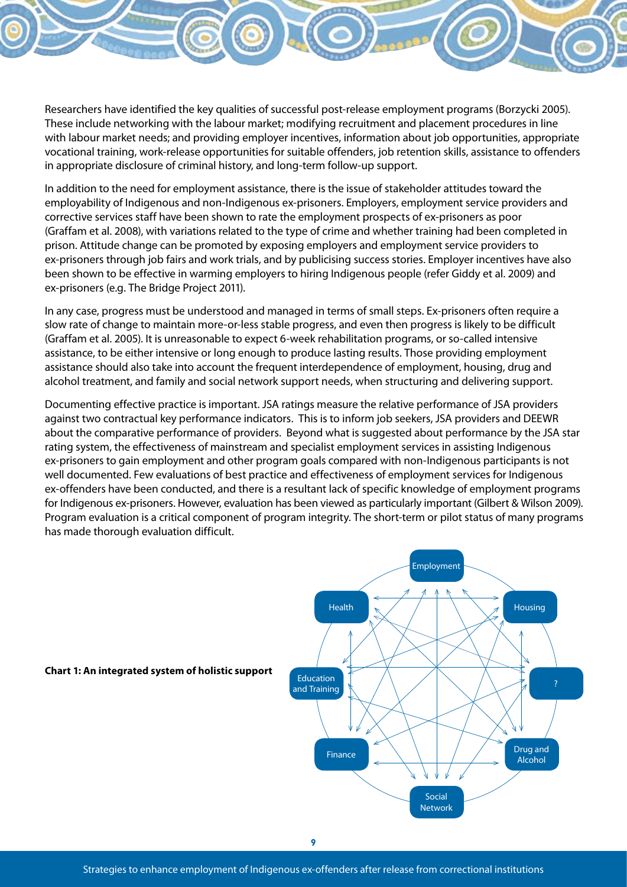Researchers have identified the key qualities of successful post-release employment programs (Borzycki 2005). These include networking with the labour market; modifying recruitment and placement procedures in line with labour market needs; and providing employer incentives, information about job opportunities, appropriate vocational training, work-release opportunities for suitable offenders, job retention skills, assistance to offenders in appropriate disclosure of criminal history, and long-term follow-up support.

In addition to the need for employment assistance, there is the issue of stakeholder attitudes toward the employability of Indigenous and non-Indigenous ex-prisoners. Employers, employment service providers and corrective services staff have been shown to rate the employment prospects of ex-prisoners as poor (Graffam et al. 2008), with variations related to the type of crime and whether training had been completed in prison. Attitude change can be promoted by exposing employers and employment service providers to ex-prisoners through job fairs and work trials, and by publicising success stories. Employer incentives have also been shown to be effective in warming employers to hiring Indigenous people (refer Giddy et al. 2009) and ex-prisoners (e.g. The Bridge Project 2011).

In any case, progress must be understood and managed in terms of small steps. Ex-prisoners often require a slow rate of change to maintain more-or-less stable progress, and even then progress is likely to be difficult (Graffam et al. 2005). It is unreasonable to expect 6-week rehabilitation programs, or so-called intensive assistance, to be either intensive or long enough to produce lasting results. Those providing employment assistance should also take into account the frequent interdependence of employment, housing, drug and alcohol treatment, and family and social network support needs, when structuring and delivering support.

Documenting effective practice is important. JSA ratings measure the relative performance of JSA providers against two contractual key performance indicators. This is to inform job seekers, JSA providers and DEEWR about the comparative performance of providers. Beyond what is suggested about performance by the JSA star rating system, the effectiveness of mainstream and specialist employment services in assisting Indigenous ex-prisoners to gain employment and other program goals compared with non-Indigenous participants is not well documented. Few evaluations of best practice and effectiveness of employment services for Indigenous ex-offenders have been conducted, and there is a resultant lack of specific knowledge of employment programs for Indigenous ex-prisoners. However, evaluation has been viewed as particularly important (Gilbert & Wilson 2009). Program evaluation is a critical component of program integrity. The short-term or pilot status of many programs has made thorough evaluation difficult.

**Chart 1: An integrated system of holistic support**

Employment · Housing · ? · Drug and Alcohol · Social Network · Finance · Education and Training · Health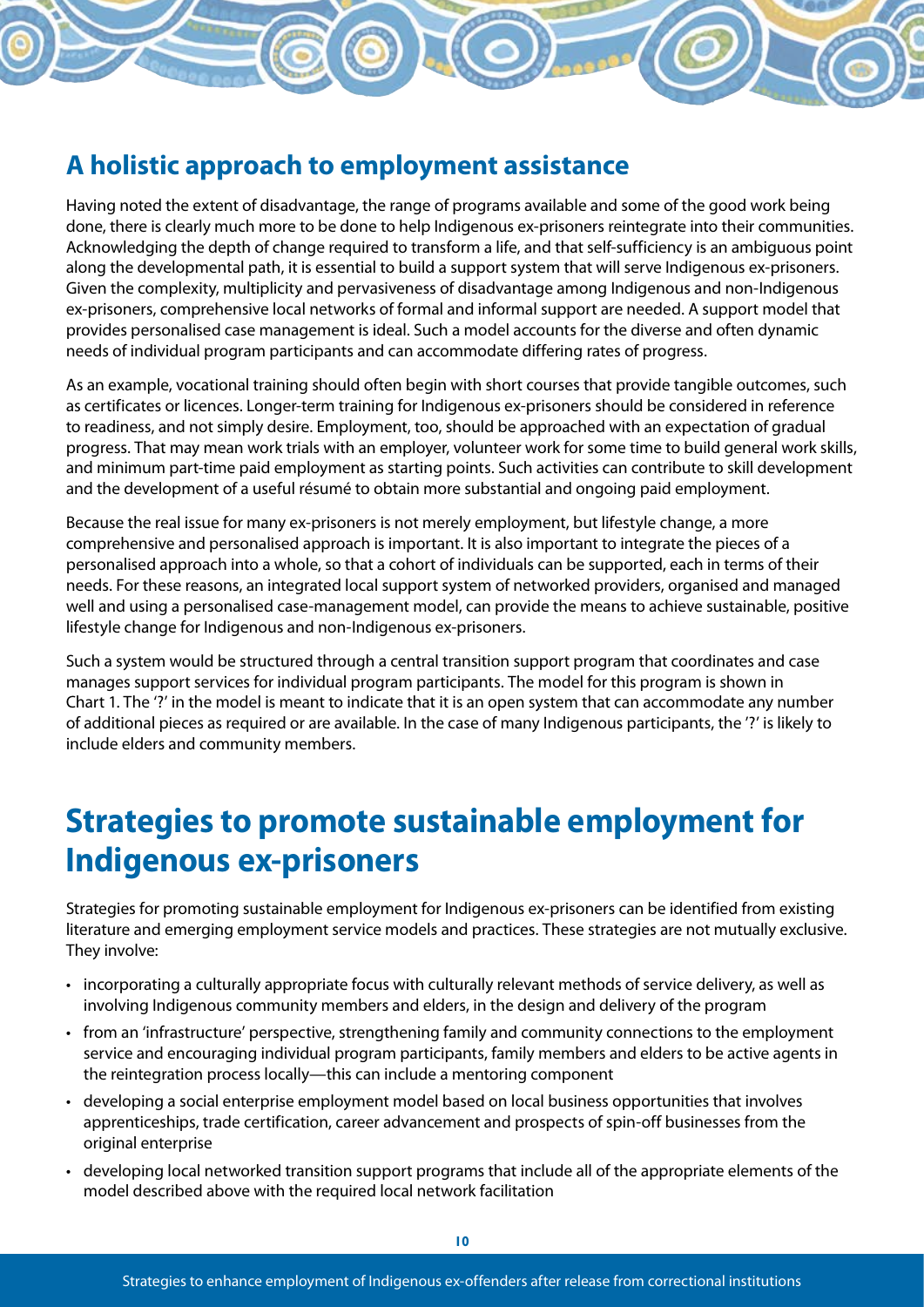## A holistic approach to employment assistance

Having noted the extent of disadvantage, the range of programs available and some of the good work being done, there is clearly much more to be done to help Indigenous ex-prisoners reintegrate into their communities. Acknowledging the depth of change required to transform a life, and that self-sufficiency is an ambiguous point along the developmental path, it is essential to build a support system that will serve Indigenous ex-prisoners. Given the complexity, multiplicity and pervasiveness of disadvantage among Indigenous and non-Indigenous ex-prisoners, comprehensive local networks of formal and informal support are needed. A support model that provides personalised case management is ideal. Such a model accounts for the diverse and often dynamic needs of individual program participants and can accommodate differing rates of progress.

As an example, vocational training should often begin with short courses that provide tangible outcomes, such as certificates or licences. Longer-term training for Indigenous ex-prisoners should be considered in reference to readiness, and not simply desire. Employment, too, should be approached with an expectation of gradual progress. That may mean work trials with an employer, volunteer work for some time to build general work skills, and minimum part-time paid employment as starting points. Such activities can contribute to skill development and the development of a useful résumé to obtain more substantial and ongoing paid employment.

Because the real issue for many ex-prisoners is not merely employment, but lifestyle change, a more comprehensive and personalised approach is important. It is also important to integrate the pieces of a personalised approach into a whole, so that a cohort of individuals can be supported, each in terms of their needs. For these reasons, an integrated local support system of networked providers, organised and managed well and using a personalised case-management model, can provide the means to achieve sustainable, positive lifestyle change for Indigenous and non-Indigenous ex-prisoners.

Such a system would be structured through a central transition support program that coordinates and case manages support services for individual program participants. The model for this program is shown in Chart 1. The '?' in the model is meant to indicate that it is an open system that can accommodate any number of additional pieces as required or are available. In the case of many Indigenous participants, the '?' is likely to include elders and community members.

# Strategies to promote sustainable employment for Indigenous ex-prisoners

Strategies for promoting sustainable employment for Indigenous ex-prisoners can be identified from existing literature and emerging employment service models and practices. These strategies are not mutually exclusive. They involve:

- incorporating a culturally appropriate focus with culturally relevant methods of service delivery, as well as involving Indigenous community members and elders, in the design and delivery of the program
- from an 'infrastructure' perspective, strengthening family and community connections to the employment service and encouraging individual program participants, family members and elders to be active agents in the reintegration process locally—this can include a mentoring component
- developing a social enterprise employment model based on local business opportunities that involves apprenticeships, trade certification, career advancement and prospects of spin-off businesses from the original enterprise
- developing local networked transition support programs that include all of the appropriate elements of the model described above with the required local network facilitation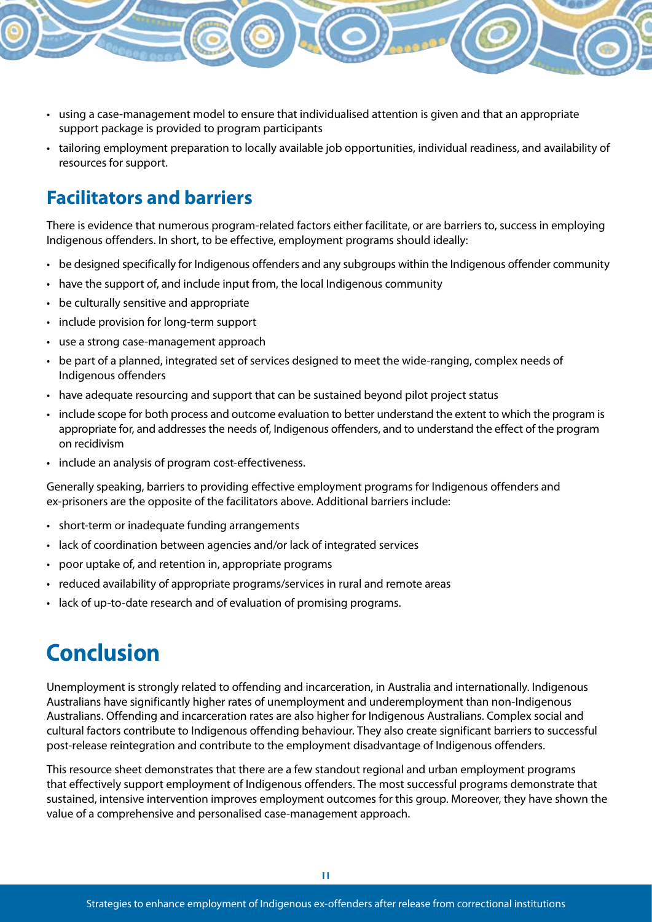- using a case-management model to ensure that individualised attention is given and that an appropriate support package is provided to program participants
- tailoring employment preparation to locally available job opportunities, individual readiness, and availability of resources for support.

## Facilitators and barriers

There is evidence that numerous program-related factors either facilitate, or are barriers to, success in employing Indigenous offenders. In short, to be effective, employment programs should ideally:

- be designed specifically for Indigenous offenders and any subgroups within the Indigenous offender community
- have the support of, and include input from, the local Indigenous community
- be culturally sensitive and appropriate
- include provision for long-term support
- use a strong case-management approach
- be part of a planned, integrated set of services designed to meet the wide-ranging, complex needs of Indigenous offenders
- have adequate resourcing and support that can be sustained beyond pilot project status
- include scope for both process and outcome evaluation to better understand the extent to which the program is appropriate for, and addresses the needs of, Indigenous offenders, and to understand the effect of the program on recidivism
- include an analysis of program cost-effectiveness.

Generally speaking, barriers to providing effective employment programs for Indigenous offenders and ex-prisoners are the opposite of the facilitators above. Additional barriers include:

- short-term or inadequate funding arrangements
- lack of coordination between agencies and/or lack of integrated services
- poor uptake of, and retention in, appropriate programs
- reduced availability of appropriate programs/services in rural and remote areas
- lack of up-to-date research and of evaluation of promising programs.

# Conclusion

Unemployment is strongly related to offending and incarceration, in Australia and internationally. Indigenous Australians have significantly higher rates of unemployment and underemployment than non-Indigenous Australians. Offending and incarceration rates are also higher for Indigenous Australians. Complex social and cultural factors contribute to Indigenous offending behaviour. They also create significant barriers to successful post-release reintegration and contribute to the employment disadvantage of Indigenous offenders.

This resource sheet demonstrates that there are a few standout regional and urban employment programs that effectively support employment of Indigenous offenders. The most successful programs demonstrate that sustained, intensive intervention improves employment outcomes for this group. Moreover, they have shown the value of a comprehensive and personalised case-management approach.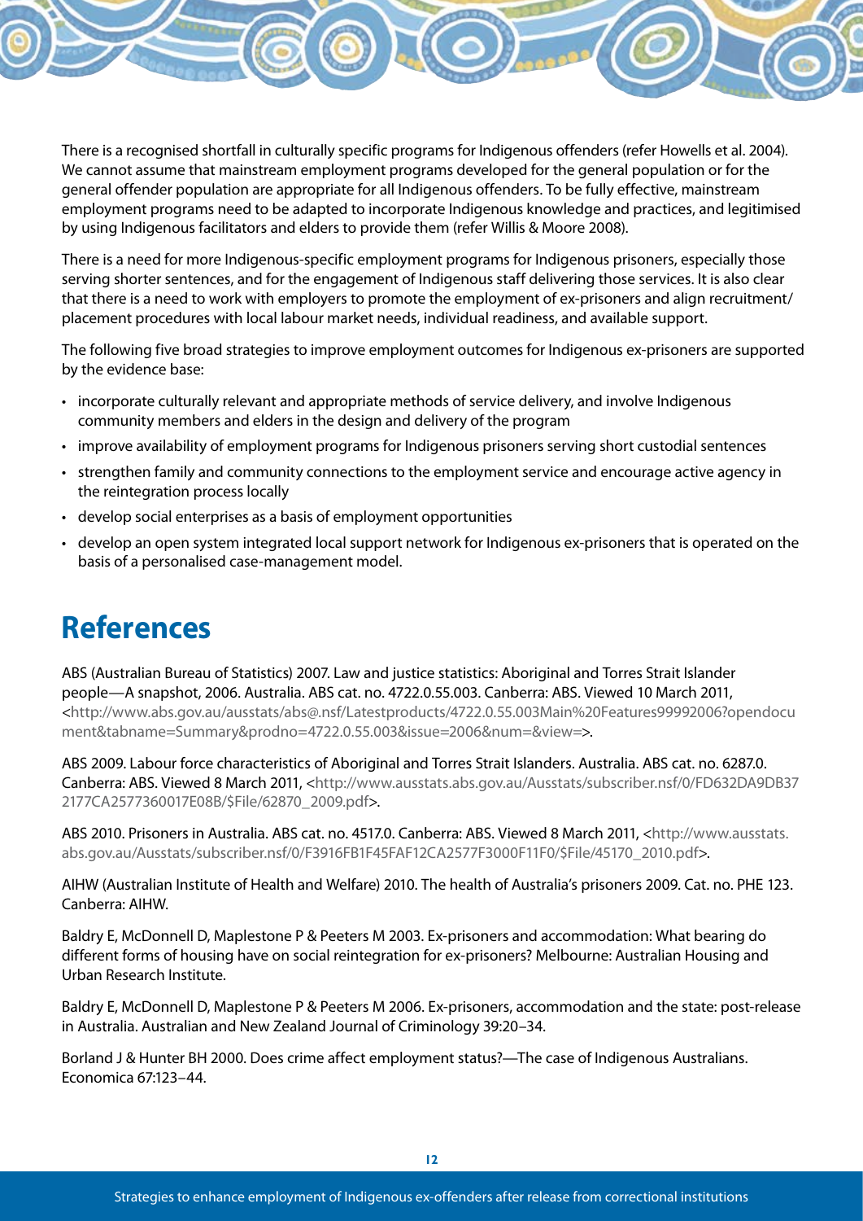There is a recognised shortfall in culturally specific programs for Indigenous offenders (refer Howells et al. 2004). We cannot assume that mainstream employment programs developed for the general population or for the general offender population are appropriate for all Indigenous offenders. To be fully effective, mainstream employment programs need to be adapted to incorporate Indigenous knowledge and practices, and legitimised by using Indigenous facilitators and elders to provide them (refer Willis & Moore 2008).

There is a need for more Indigenous-specific employment programs for Indigenous prisoners, especially those serving shorter sentences, and for the engagement of Indigenous staff delivering those services. It is also clear that there is a need to work with employers to promote the employment of ex-prisoners and align recruitment/placement procedures with local labour market needs, individual readiness, and available support.

The following five broad strategies to improve employment outcomes for Indigenous ex-prisoners are supported by the evidence base:

- incorporate culturally relevant and appropriate methods of service delivery, and involve Indigenous community members and elders in the design and delivery of the program
- improve availability of employment programs for Indigenous prisoners serving short custodial sentences
- strengthen family and community connections to the employment service and encourage active agency in the reintegration process locally
- develop social enterprises as a basis of employment opportunities
- develop an open system integrated local support network for Indigenous ex-prisoners that is operated on the basis of a personalised case-management model.

# References

ABS (Australian Bureau of Statistics) 2007. Law and justice statistics: Aboriginal and Torres Strait Islander people—A snapshot, 2006. Australia. ABS cat. no. 4722.0.55.003. Canberra: ABS. Viewed 10 March 2011, <http://www.abs.gov.au/ausstats/abs@.nsf/Latestproducts/4722.0.55.003Main%20Features99992006?opendocument&tabname=Summary&prodno=4722.0.55.003&issue=2006&num=&view=>.

ABS 2009. Labour force characteristics of Aboriginal and Torres Strait Islanders. Australia. ABS cat. no. 6287.0. Canberra: ABS. Viewed 8 March 2011, <http://www.ausstats.abs.gov.au/Ausstats/subscriber.nsf/0/FD632DA9DB372177CA2577360017E08B/$File/62870_2009.pdf>.

ABS 2010. Prisoners in Australia. ABS cat. no. 4517.0. Canberra: ABS. Viewed 8 March 2011, <http://www.ausstats.abs.gov.au/Ausstats/subscriber.nsf/0/F3916FB1F45FAF12CA2577F3000F11F0/$File/45170_2010.pdf>.

AIHW (Australian Institute of Health and Welfare) 2010. The health of Australia's prisoners 2009. Cat. no. PHE 123. Canberra: AIHW.

Baldry E, McDonnell D, Maplestone P & Peeters M 2003. Ex-prisoners and accommodation: What bearing do different forms of housing have on social reintegration for ex-prisoners? Melbourne: Australian Housing and Urban Research Institute.

Baldry E, McDonnell D, Maplestone P & Peeters M 2006. Ex-prisoners, accommodation and the state: post-release in Australia. Australian and New Zealand Journal of Criminology 39:20–34.

Borland J & Hunter BH 2000. Does crime affect employment status?—The case of Indigenous Australians. Economica 67:123–44.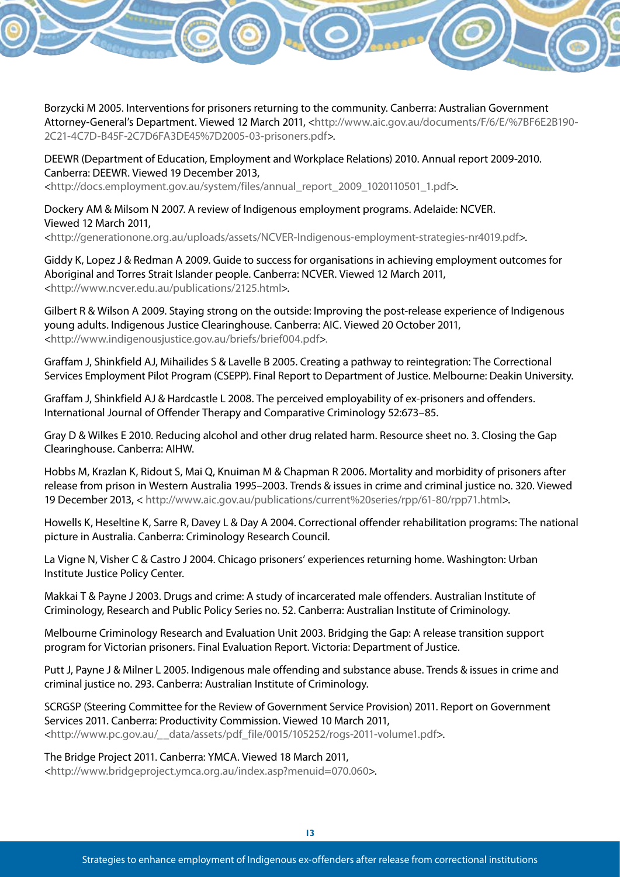Borzycki M 2005. Interventions for prisoners returning to the community. Canberra: Australian Government Attorney-General's Department. Viewed 12 March 2011, <http://www.aic.gov.au/documents/F/6/E/%7BF6E2B190-2C21-4C7D-B45F-2C7D6FA3DE45%7D2005-03-prisoners.pdf>.

DEEWR (Department of Education, Employment and Workplace Relations) 2010. Annual report 2009-2010. Canberra: DEEWR. Viewed 19 December 2013, <http://docs.employment.gov.au/system/files/annual_report_2009_1020110501_1.pdf>.

Dockery AM & Milsom N 2007. A review of Indigenous employment programs. Adelaide: NCVER. Viewed 12 March 2011, <http://generationone.org.au/uploads/assets/NCVER-Indigenous-employment-strategies-nr4019.pdf>.

Giddy K, Lopez J & Redman A 2009. Guide to success for organisations in achieving employment outcomes for Aboriginal and Torres Strait Islander people. Canberra: NCVER. Viewed 12 March 2011, <http://www.ncver.edu.au/publications/2125.html>.

Gilbert R & Wilson A 2009. Staying strong on the outside: Improving the post-release experience of Indigenous young adults. Indigenous Justice Clearinghouse. Canberra: AIC. Viewed 20 October 2011, <http://www.indigenousjustice.gov.au/briefs/brief004.pdf>.

Graffam J, Shinkfield AJ, Mihailides S & Lavelle B 2005. Creating a pathway to reintegration: The Correctional Services Employment Pilot Program (CSEPP). Final Report to Department of Justice. Melbourne: Deakin University.

Graffam J, Shinkfield AJ & Hardcastle L 2008. The perceived employability of ex-prisoners and offenders. International Journal of Offender Therapy and Comparative Criminology 52:673–85.

Gray D & Wilkes E 2010. Reducing alcohol and other drug related harm. Resource sheet no. 3. Closing the Gap Clearinghouse. Canberra: AIHW.

Hobbs M, Krazlan K, Ridout S, Mai Q, Knuiman M & Chapman R 2006. Mortality and morbidity of prisoners after release from prison in Western Australia 1995–2003. Trends & issues in crime and criminal justice no. 320. Viewed 19 December 2013, < http://www.aic.gov.au/publications/current%20series/rpp/61-80/rpp71.html>.

Howells K, Heseltine K, Sarre R, Davey L & Day A 2004. Correctional offender rehabilitation programs: The national picture in Australia. Canberra: Criminology Research Council.

La Vigne N, Visher C & Castro J 2004. Chicago prisoners' experiences returning home. Washington: Urban Institute Justice Policy Center.

Makkai T & Payne J 2003. Drugs and crime: A study of incarcerated male offenders. Australian Institute of Criminology, Research and Public Policy Series no. 52. Canberra: Australian Institute of Criminology.

Melbourne Criminology Research and Evaluation Unit 2003. Bridging the Gap: A release transition support program for Victorian prisoners. Final Evaluation Report. Victoria: Department of Justice.

Putt J, Payne J & Milner L 2005. Indigenous male offending and substance abuse. Trends & issues in crime and criminal justice no. 293. Canberra: Australian Institute of Criminology.

SCRGSP (Steering Committee for the Review of Government Service Provision) 2011. Report on Government Services 2011. Canberra: Productivity Commission. Viewed 10 March 2011, <http://www.pc.gov.au/__data/assets/pdf_file/0015/105252/rogs-2011-volume1.pdf>.

The Bridge Project 2011. Canberra: YMCA. Viewed 18 March 2011, <http://www.bridgeproject.ymca.org.au/index.asp?menuid=070.060>.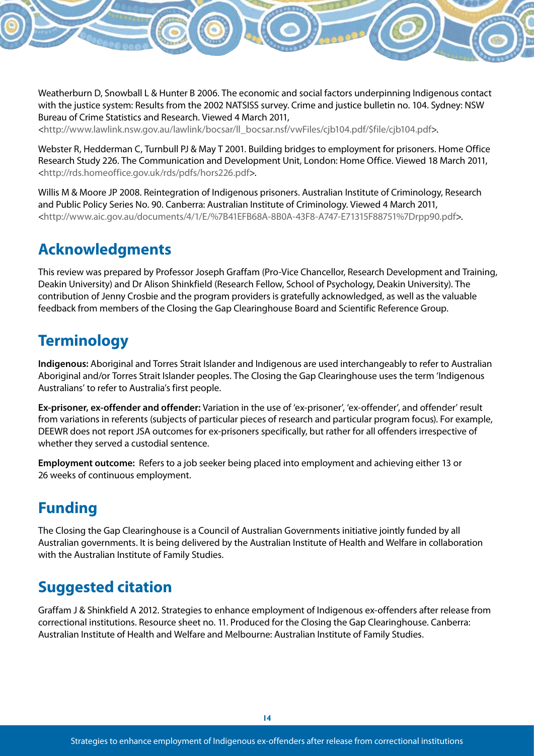Weatherburn D, Snowball L & Hunter B 2006. The economic and social factors underpinning Indigenous contact with the justice system: Results from the 2002 NATSISS survey. Crime and justice bulletin no. 104. Sydney: NSW Bureau of Crime Statistics and Research. Viewed 4 March 2011, <http://www.lawlink.nsw.gov.au/lawlink/bocsar/ll_bocsar.nsf/vwFiles/cjb104.pdf/$file/cjb104.pdf>.

Webster R, Hedderman C, Turnbull PJ & May T 2001. Building bridges to employment for prisoners. Home Office Research Study 226. The Communication and Development Unit, London: Home Office. Viewed 18 March 2011, <http://rds.homeoffice.gov.uk/rds/pdfs/hors226.pdf>.

Willis M & Moore JP 2008. Reintegration of Indigenous prisoners. Australian Institute of Criminology, Research and Public Policy Series No. 90. Canberra: Australian Institute of Criminology. Viewed 4 March 2011, <http://www.aic.gov.au/documents/4/1/E/%7B41EFB68A-8B0A-43F8-A747-E71315F88751%7Drpp90.pdf>.

## Acknowledgments

This review was prepared by Professor Joseph Graffam (Pro-Vice Chancellor, Research Development and Training, Deakin University) and Dr Alison Shinkfield (Research Fellow, School of Psychology, Deakin University). The contribution of Jenny Crosbie and the program providers is gratefully acknowledged, as well as the valuable feedback from members of the Closing the Gap Clearinghouse Board and Scientific Reference Group.

## Terminology

**Indigenous:** Aboriginal and Torres Strait Islander and Indigenous are used interchangeably to refer to Australian Aboriginal and/or Torres Strait Islander peoples. The Closing the Gap Clearinghouse uses the term 'Indigenous Australians' to refer to Australia's first people.

**Ex-prisoner, ex-offender and offender:** Variation in the use of 'ex-prisoner', 'ex-offender', and offender' result from variations in referents (subjects of particular pieces of research and particular program focus). For example, DEEWR does not report JSA outcomes for ex-prisoners specifically, but rather for all offenders irrespective of whether they served a custodial sentence.

**Employment outcome:** Refers to a job seeker being placed into employment and achieving either 13 or 26 weeks of continuous employment.

## Funding

The Closing the Gap Clearinghouse is a Council of Australian Governments initiative jointly funded by all Australian governments. It is being delivered by the Australian Institute of Health and Welfare in collaboration with the Australian Institute of Family Studies.

## Suggested citation

Graffam J & Shinkfield A 2012. Strategies to enhance employment of Indigenous ex-offenders after release from correctional institutions. Resource sheet no. 11. Produced for the Closing the Gap Clearinghouse. Canberra: Australian Institute of Health and Welfare and Melbourne: Australian Institute of Family Studies.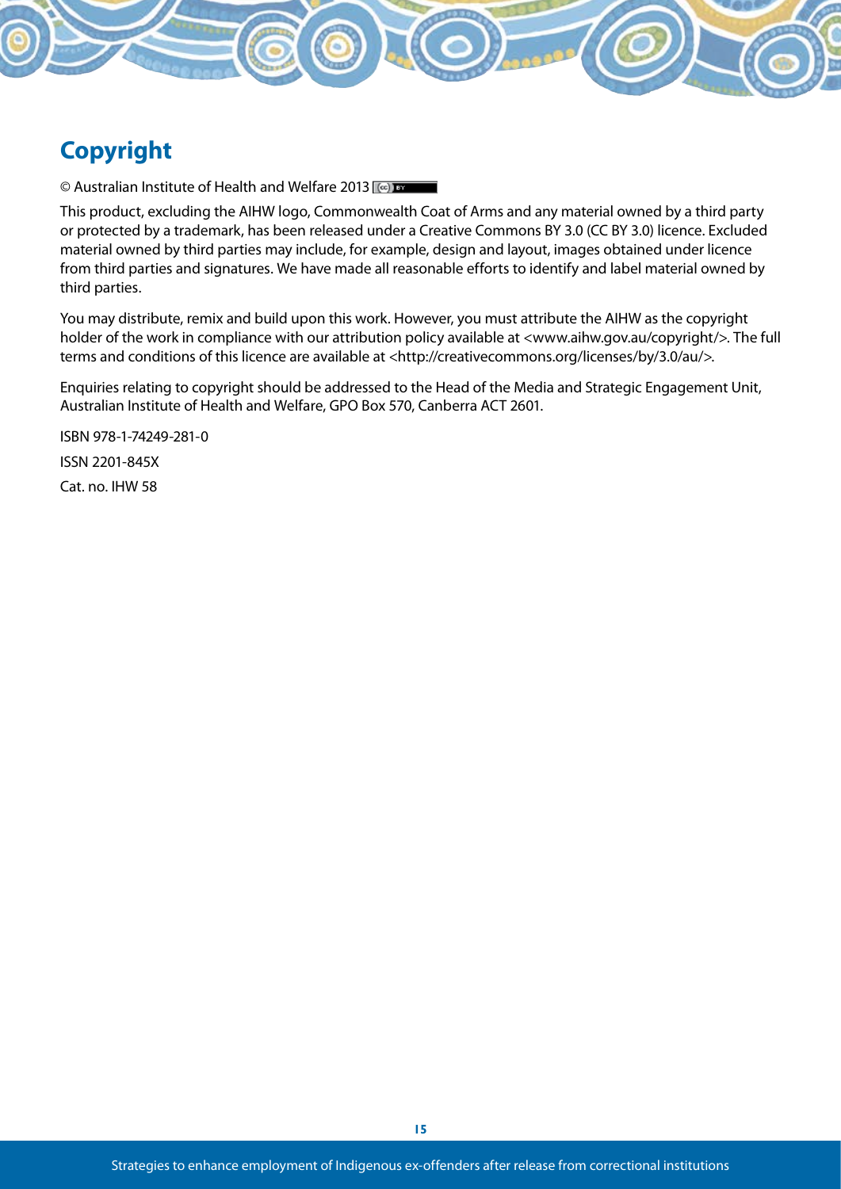## Copyright

© Australian Institute of Health and Welfare 2013

This product, excluding the AIHW logo, Commonwealth Coat of Arms and any material owned by a third party or protected by a trademark, has been released under a Creative Commons BY 3.0 (CC BY 3.0) licence. Excluded material owned by third parties may include, for example, design and layout, images obtained under licence from third parties and signatures. We have made all reasonable efforts to identify and label material owned by third parties.

You may distribute, remix and build upon this work. However, you must attribute the AIHW as the copyright holder of the work in compliance with our attribution policy available at <www.aihw.gov.au/copyright/>. The full terms and conditions of this licence are available at <http://creativecommons.org/licenses/by/3.0/au/>.

Enquiries relating to copyright should be addressed to the Head of the Media and Strategic Engagement Unit, Australian Institute of Health and Welfare, GPO Box 570, Canberra ACT 2601.

ISBN 978-1-74249-281-0

ISSN 2201-845X

Cat. no. IHW 58